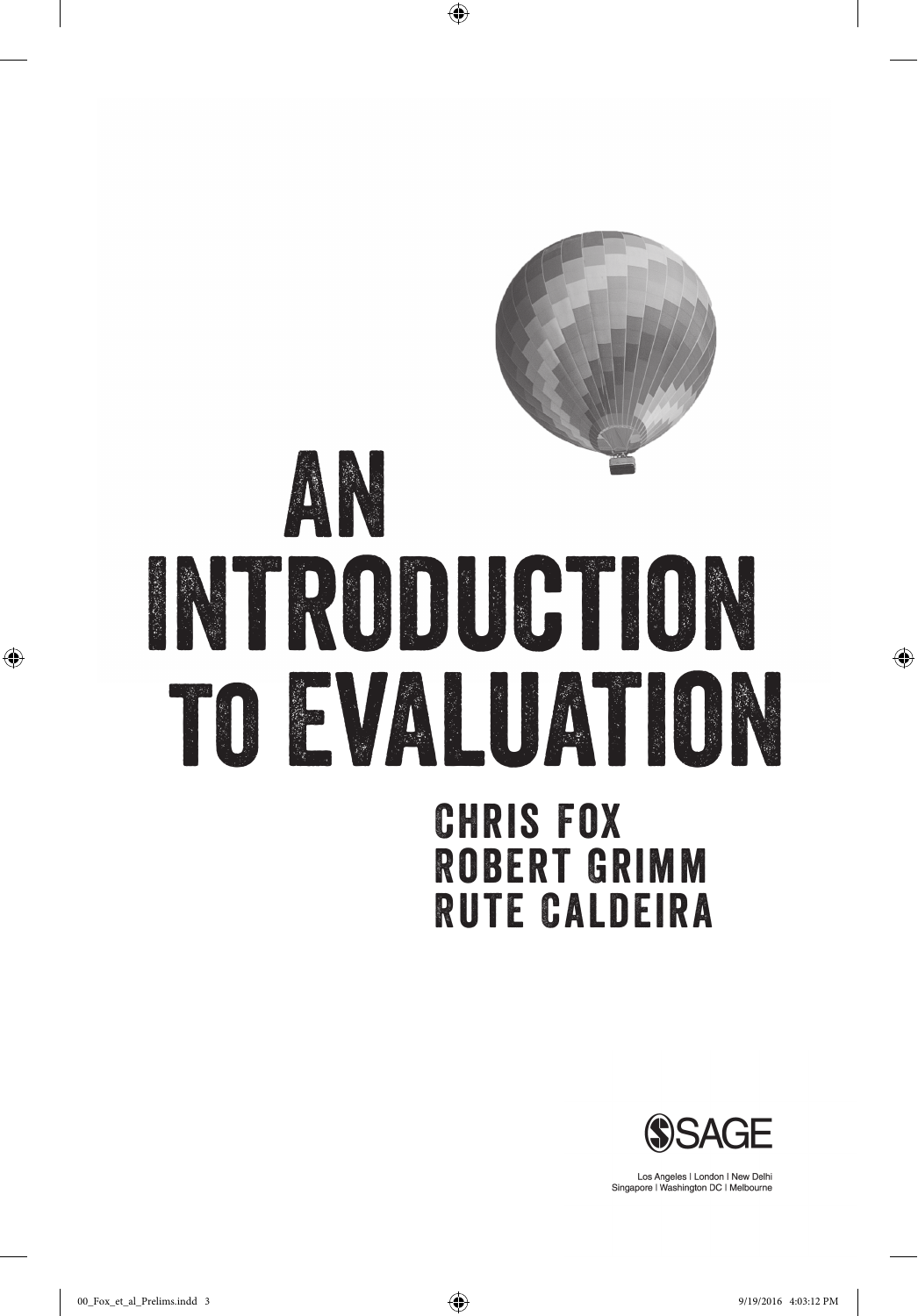# AN INTRODUCTION TO EVALUATION

CHRIS FOX
ROBERT GRIMM
RUTE CALDEIRA

SAGE

Los Angeles | London | New Delhi
Singapore | Washington DC | Melbourne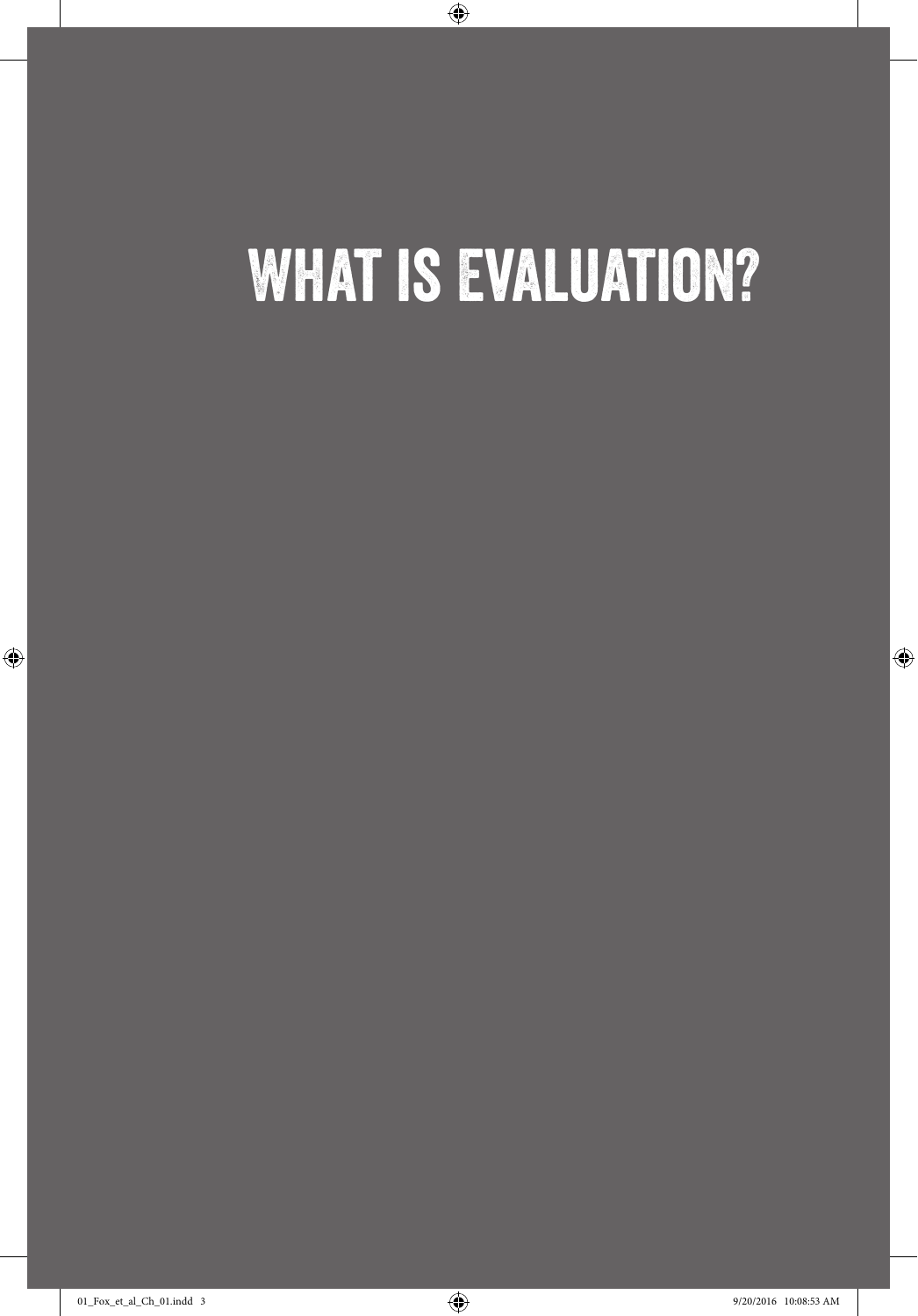# WHAT IS EVALUATION?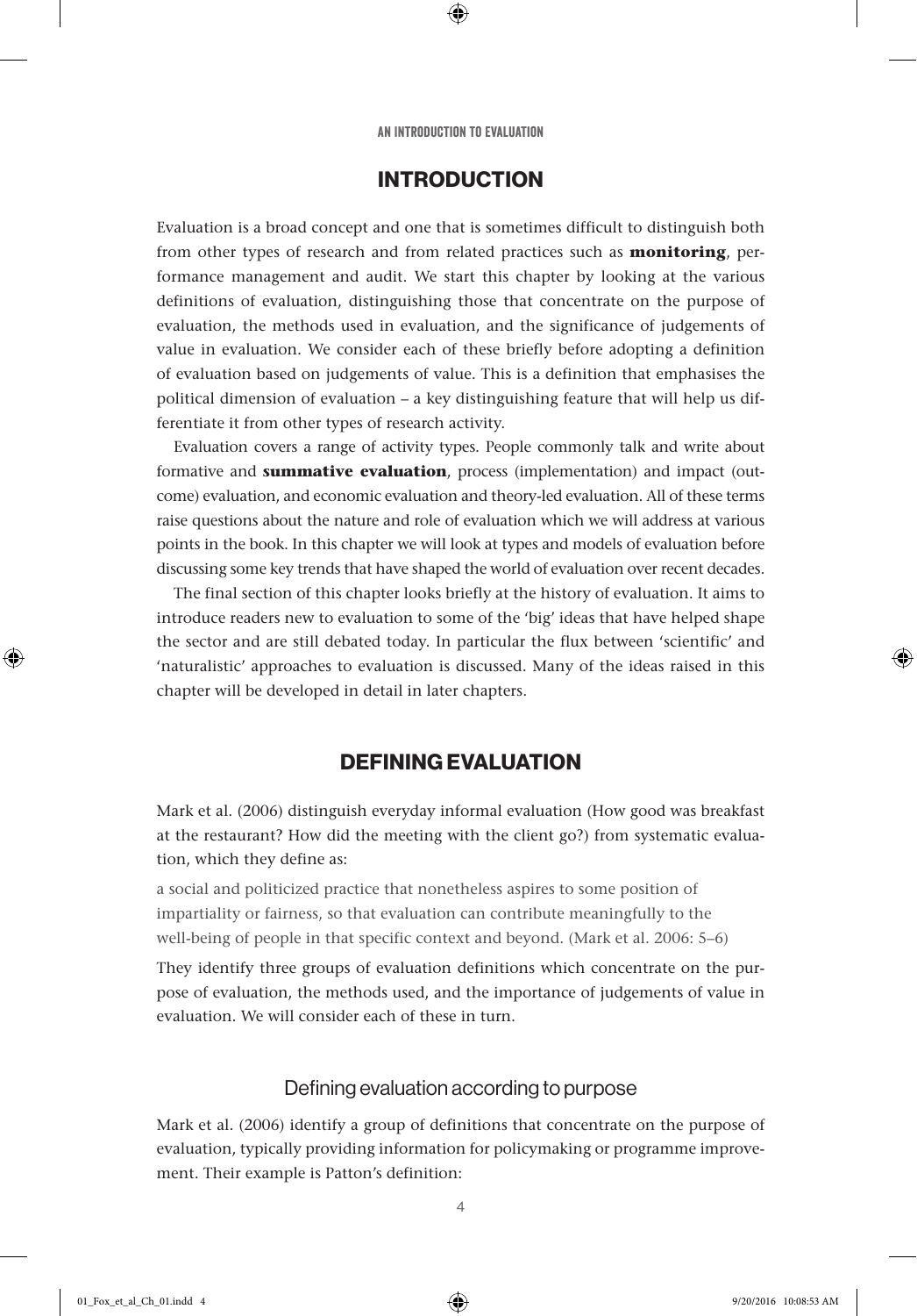## INTRODUCTION

Evaluation is a broad concept and one that is sometimes difficult to distinguish both from other types of research and from related practices such as **monitoring**, performance management and audit. We start this chapter by looking at the various definitions of evaluation, distinguishing those that concentrate on the purpose of evaluation, the methods used in evaluation, and the significance of judgements of value in evaluation. We consider each of these briefly before adopting a definition of evaluation based on judgements of value. This is a definition that emphasises the political dimension of evaluation – a key distinguishing feature that will help us differentiate it from other types of research activity.

Evaluation covers a range of activity types. People commonly talk and write about formative and **summative evaluation**, process (implementation) and impact (outcome) evaluation, and economic evaluation and theory-led evaluation. All of these terms raise questions about the nature and role of evaluation which we will address at various points in the book. In this chapter we will look at types and models of evaluation before discussing some key trends that have shaped the world of evaluation over recent decades.

The final section of this chapter looks briefly at the history of evaluation. It aims to introduce readers new to evaluation to some of the 'big' ideas that have helped shape the sector and are still debated today. In particular the flux between 'scientific' and 'naturalistic' approaches to evaluation is discussed. Many of the ideas raised in this chapter will be developed in detail in later chapters.

## DEFINING EVALUATION

Mark et al. (2006) distinguish everyday informal evaluation (How good was breakfast at the restaurant? How did the meeting with the client go?) from systematic evaluation, which they define as:

> a social and politicized practice that nonetheless aspires to some position of impartiality or fairness, so that evaluation can contribute meaningfully to the well-being of people in that specific context and beyond. (Mark et al. 2006: 5–6)

They identify three groups of evaluation definitions which concentrate on the purpose of evaluation, the methods used, and the importance of judgements of value in evaluation. We will consider each of these in turn.

### Defining evaluation according to purpose

Mark et al. (2006) identify a group of definitions that concentrate on the purpose of evaluation, typically providing information for policymaking or programme improvement. Their example is Patton's definition: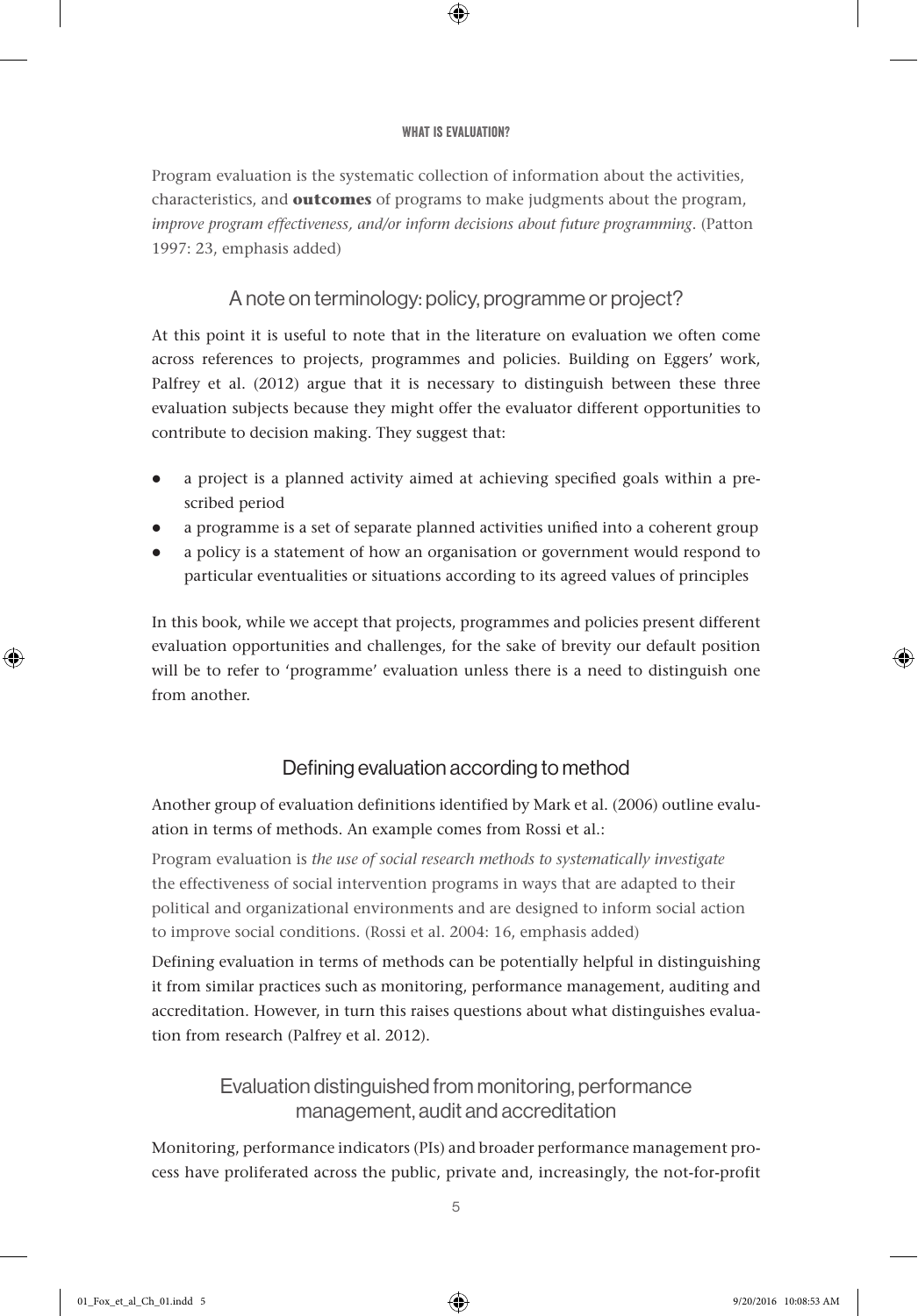Program evaluation is the systematic collection of information about the activities, characteristics, and **outcomes** of programs to make judgments about the program, *improve program effectiveness, and/or inform decisions about future programming*. (Patton 1997: 23, emphasis added)

## A note on terminology: policy, programme or project?

At this point it is useful to note that in the literature on evaluation we often come across references to projects, programmes and policies. Building on Eggers' work, Palfrey et al. (2012) argue that it is necessary to distinguish between these three evaluation subjects because they might offer the evaluator different opportunities to contribute to decision making. They suggest that:

- a project is a planned activity aimed at achieving specified goals within a prescribed period
- a programme is a set of separate planned activities unified into a coherent group
- a policy is a statement of how an organisation or government would respond to particular eventualities or situations according to its agreed values of principles

In this book, while we accept that projects, programmes and policies present different evaluation opportunities and challenges, for the sake of brevity our default position will be to refer to 'programme' evaluation unless there is a need to distinguish one from another.

## Defining evaluation according to method

Another group of evaluation definitions identified by Mark et al. (2006) outline evaluation in terms of methods. An example comes from Rossi et al.:

Program evaluation is *the use of social research methods to systematically investigate* the effectiveness of social intervention programs in ways that are adapted to their political and organizational environments and are designed to inform social action to improve social conditions. (Rossi et al. 2004: 16, emphasis added)

Defining evaluation in terms of methods can be potentially helpful in distinguishing it from similar practices such as monitoring, performance management, auditing and accreditation. However, in turn this raises questions about what distinguishes evaluation from research (Palfrey et al. 2012).

## Evaluation distinguished from monitoring, performance management, audit and accreditation

Monitoring, performance indicators (PIs) and broader performance management process have proliferated across the public, private and, increasingly, the not-for-profit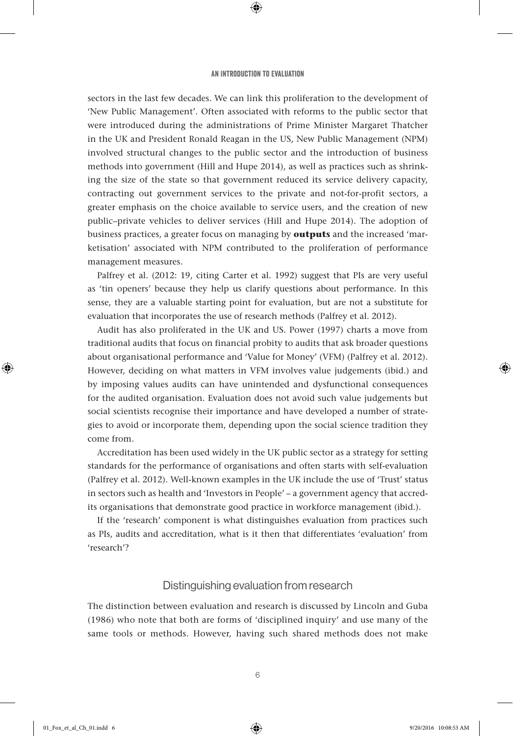sectors in the last few decades. We can link this proliferation to the development of 'New Public Management'. Often associated with reforms to the public sector that were introduced during the administrations of Prime Minister Margaret Thatcher in the UK and President Ronald Reagan in the US, New Public Management (NPM) involved structural changes to the public sector and the introduction of business methods into government (Hill and Hupe 2014), as well as practices such as shrinking the size of the state so that government reduced its service delivery capacity, contracting out government services to the private and not-for-profit sectors, a greater emphasis on the choice available to service users, and the creation of new public–private vehicles to deliver services (Hill and Hupe 2014). The adoption of business practices, a greater focus on managing by **outputs** and the increased 'marketisation' associated with NPM contributed to the proliferation of performance management measures.

Palfrey et al. (2012: 19, citing Carter et al. 1992) suggest that PIs are very useful as 'tin openers' because they help us clarify questions about performance. In this sense, they are a valuable starting point for evaluation, but are not a substitute for evaluation that incorporates the use of research methods (Palfrey et al. 2012).

Audit has also proliferated in the UK and US. Power (1997) charts a move from traditional audits that focus on financial probity to audits that ask broader questions about organisational performance and 'Value for Money' (VFM) (Palfrey et al. 2012). However, deciding on what matters in VFM involves value judgements (ibid.) and by imposing values audits can have unintended and dysfunctional consequences for the audited organisation. Evaluation does not avoid such value judgements but social scientists recognise their importance and have developed a number of strategies to avoid or incorporate them, depending upon the social science tradition they come from.

Accreditation has been used widely in the UK public sector as a strategy for setting standards for the performance of organisations and often starts with self-evaluation (Palfrey et al. 2012). Well-known examples in the UK include the use of 'Trust' status in sectors such as health and 'Investors in People' – a government agency that accredits organisations that demonstrate good practice in workforce management (ibid.).

If the 'research' component is what distinguishes evaluation from practices such as PIs, audits and accreditation, what is it then that differentiates 'evaluation' from 'research'?

## Distinguishing evaluation from research

The distinction between evaluation and research is discussed by Lincoln and Guba (1986) who note that both are forms of 'disciplined inquiry' and use many of the same tools or methods. However, having such shared methods does not make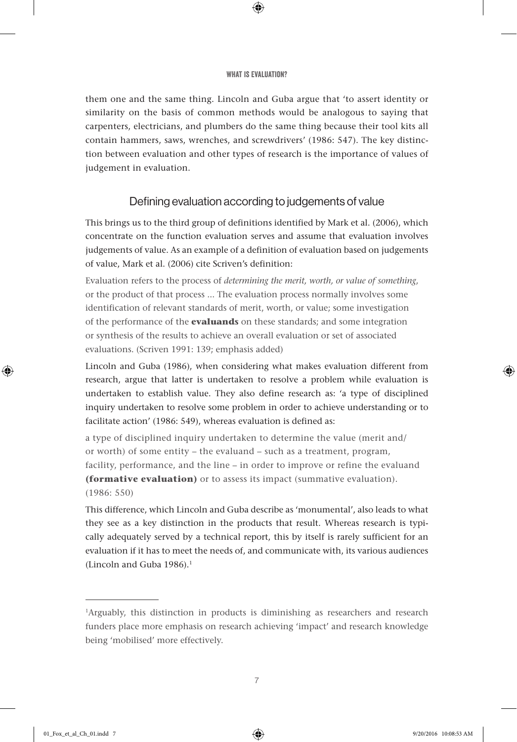them one and the same thing. Lincoln and Guba argue that 'to assert identity or similarity on the basis of common methods would be analogous to saying that carpenters, electricians, and plumbers do the same thing because their tool kits all contain hammers, saws, wrenches, and screwdrivers' (1986: 547). The key distinction between evaluation and other types of research is the importance of values of judgement in evaluation.

## Defining evaluation according to judgements of value

This brings us to the third group of definitions identified by Mark et al. (2006), which concentrate on the function evaluation serves and assume that evaluation involves judgements of value. As an example of a definition of evaluation based on judgements of value, Mark et al. (2006) cite Scriven's definition:

> Evaluation refers to the process of *determining the merit, worth, or value of something*, or the product of that process ... The evaluation process normally involves some identification of relevant standards of merit, worth, or value; some investigation of the performance of the **evaluands** on these standards; and some integration or synthesis of the results to achieve an overall evaluation or set of associated evaluations. (Scriven 1991: 139; emphasis added)

Lincoln and Guba (1986), when considering what makes evaluation different from research, argue that latter is undertaken to resolve a problem while evaluation is undertaken to establish value. They also define research as: 'a type of disciplined inquiry undertaken to resolve some problem in order to achieve understanding or to facilitate action' (1986: 549), whereas evaluation is defined as:

> a type of disciplined inquiry undertaken to determine the value (merit and/or worth) of some entity – the evaluand – such as a treatment, program, facility, performance, and the line – in order to improve or refine the evaluand **(formative evaluation)** or to assess its impact (summative evaluation). (1986: 550)

This difference, which Lincoln and Guba describe as 'monumental', also leads to what they see as a key distinction in the products that result. Whereas research is typically adequately served by a technical report, this by itself is rarely sufficient for an evaluation if it has to meet the needs of, and communicate with, its various audiences (Lincoln and Guba 1986).[1]

---

[1]Arguably, this distinction in products is diminishing as researchers and research funders place more emphasis on research achieving 'impact' and research knowledge being 'mobilised' more effectively.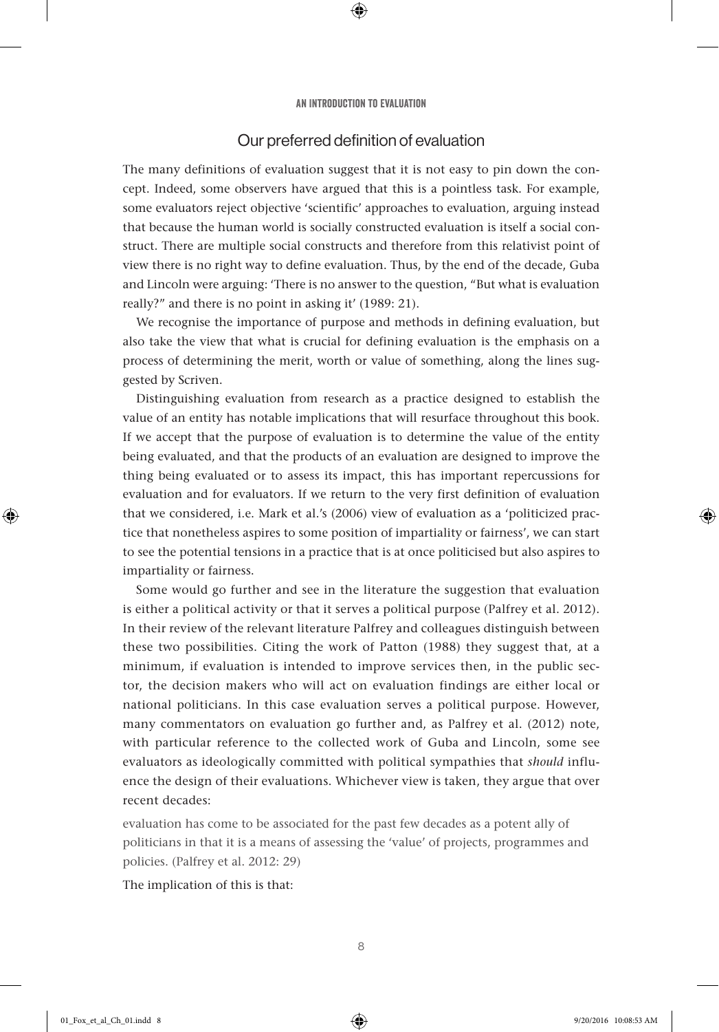## Our preferred definition of evaluation

The many definitions of evaluation suggest that it is not easy to pin down the concept. Indeed, some observers have argued that this is a pointless task. For example, some evaluators reject objective 'scientific' approaches to evaluation, arguing instead that because the human world is socially constructed evaluation is itself a social construct. There are multiple social constructs and therefore from this relativist point of view there is no right way to define evaluation. Thus, by the end of the decade, Guba and Lincoln were arguing: 'There is no answer to the question, "But what is evaluation really?" and there is no point in asking it' (1989: 21).

We recognise the importance of purpose and methods in defining evaluation, but also take the view that what is crucial for defining evaluation is the emphasis on a process of determining the merit, worth or value of something, along the lines suggested by Scriven.

Distinguishing evaluation from research as a practice designed to establish the value of an entity has notable implications that will resurface throughout this book. If we accept that the purpose of evaluation is to determine the value of the entity being evaluated, and that the products of an evaluation are designed to improve the thing being evaluated or to assess its impact, this has important repercussions for evaluation and for evaluators. If we return to the very first definition of evaluation that we considered, i.e. Mark et al.'s (2006) view of evaluation as a 'politicized practice that nonetheless aspires to some position of impartiality or fairness', we can start to see the potential tensions in a practice that is at once politicised but also aspires to impartiality or fairness.

Some would go further and see in the literature the suggestion that evaluation is either a political activity or that it serves a political purpose (Palfrey et al. 2012). In their review of the relevant literature Palfrey and colleagues distinguish between these two possibilities. Citing the work of Patton (1988) they suggest that, at a minimum, if evaluation is intended to improve services then, in the public sector, the decision makers who will act on evaluation findings are either local or national politicians. In this case evaluation serves a political purpose. However, many commentators on evaluation go further and, as Palfrey et al. (2012) note, with particular reference to the collected work of Guba and Lincoln, some see evaluators as ideologically committed with political sympathies that *should* influence the design of their evaluations. Whichever view is taken, they argue that over recent decades:

> evaluation has come to be associated for the past few decades as a potent ally of politicians in that it is a means of assessing the 'value' of projects, programmes and policies. (Palfrey et al. 2012: 29)

The implication of this is that: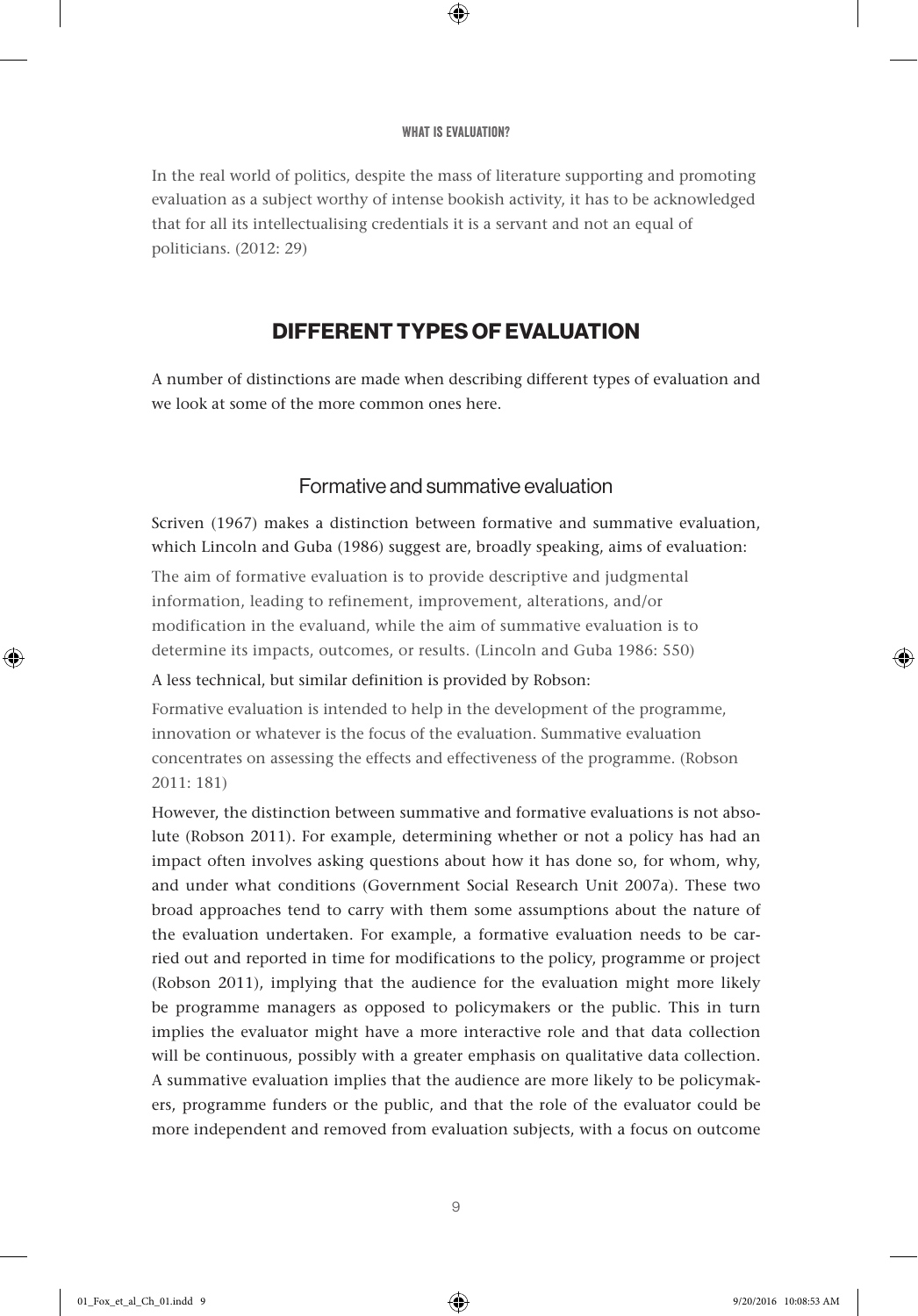In the real world of politics, despite the mass of literature supporting and promoting evaluation as a subject worthy of intense bookish activity, it has to be acknowledged that for all its intellectualising credentials it is a servant and not an equal of politicians. (2012: 29)

## DIFFERENT TYPES OF EVALUATION

A number of distinctions are made when describing different types of evaluation and we look at some of the more common ones here.

### Formative and summative evaluation

Scriven (1967) makes a distinction between formative and summative evaluation, which Lincoln and Guba (1986) suggest are, broadly speaking, aims of evaluation:

> The aim of formative evaluation is to provide descriptive and judgmental information, leading to refinement, improvement, alterations, and/or modification in the evaluand, while the aim of summative evaluation is to determine its impacts, outcomes, or results. (Lincoln and Guba 1986: 550)

A less technical, but similar definition is provided by Robson:

> Formative evaluation is intended to help in the development of the programme, innovation or whatever is the focus of the evaluation. Summative evaluation concentrates on assessing the effects and effectiveness of the programme. (Robson 2011: 181)

However, the distinction between summative and formative evaluations is not absolute (Robson 2011). For example, determining whether or not a policy has had an impact often involves asking questions about how it has done so, for whom, why, and under what conditions (Government Social Research Unit 2007a). These two broad approaches tend to carry with them some assumptions about the nature of the evaluation undertaken. For example, a formative evaluation needs to be carried out and reported in time for modifications to the policy, programme or project (Robson 2011), implying that the audience for the evaluation might more likely be programme managers as opposed to policymakers or the public. This in turn implies the evaluator might have a more interactive role and that data collection will be continuous, possibly with a greater emphasis on qualitative data collection. A summative evaluation implies that the audience are more likely to be policymakers, programme funders or the public, and that the role of the evaluator could be more independent and removed from evaluation subjects, with a focus on outcome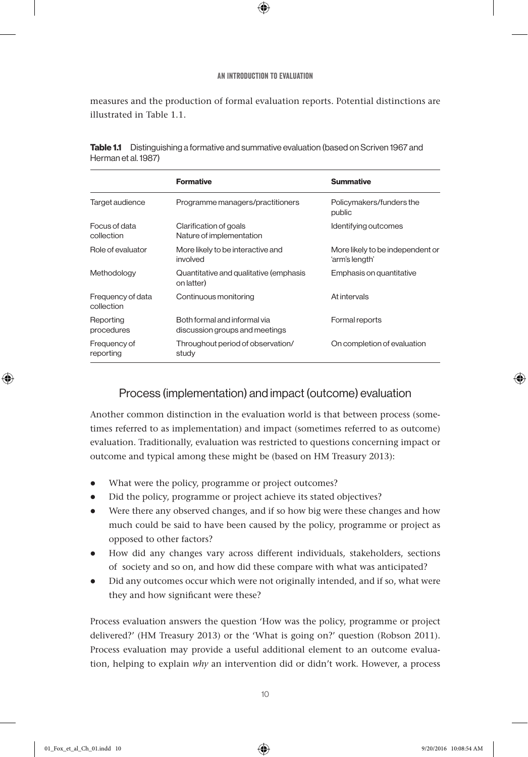measures and the production of formal evaluation reports. Potential distinctions are illustrated in Table 1.1.

**Table 1.1** Distinguishing a formative and summative evaluation (based on Scriven 1967 and Herman et al. 1987)

| | **Formative** | **Summative** |
|---|---|---|
| Target audience | Programme managers/practitioners | Policymakers/funders the public |
| Focus of data collection | Clarification of goals<br>Nature of implementation | Identifying outcomes |
| Role of evaluator | More likely to be interactive and involved | More likely to be independent or 'arm's length' |
| Methodology | Quantitative and qualitative (emphasis on latter) | Emphasis on quantitative |
| Frequency of data collection | Continuous monitoring | At intervals |
| Reporting procedures | Both formal and informal via discussion groups and meetings | Formal reports |
| Frequency of reporting | Throughout period of observation/study | On completion of evaluation |

## Process (implementation) and impact (outcome) evaluation

Another common distinction in the evaluation world is that between process (sometimes referred to as implementation) and impact (sometimes referred to as outcome) evaluation. Traditionally, evaluation was restricted to questions concerning impact or outcome and typical among these might be (based on HM Treasury 2013):

- What were the policy, programme or project outcomes?
- Did the policy, programme or project achieve its stated objectives?
- Were there any observed changes, and if so how big were these changes and how much could be said to have been caused by the policy, programme or project as opposed to other factors?
- How did any changes vary across different individuals, stakeholders, sections of society and so on, and how did these compare with what was anticipated?
- Did any outcomes occur which were not originally intended, and if so, what were they and how significant were these?

Process evaluation answers the question 'How was the policy, programme or project delivered?' (HM Treasury 2013) or the 'What is going on?' question (Robson 2011). Process evaluation may provide a useful additional element to an outcome evaluation, helping to explain *why* an intervention did or didn't work. However, a process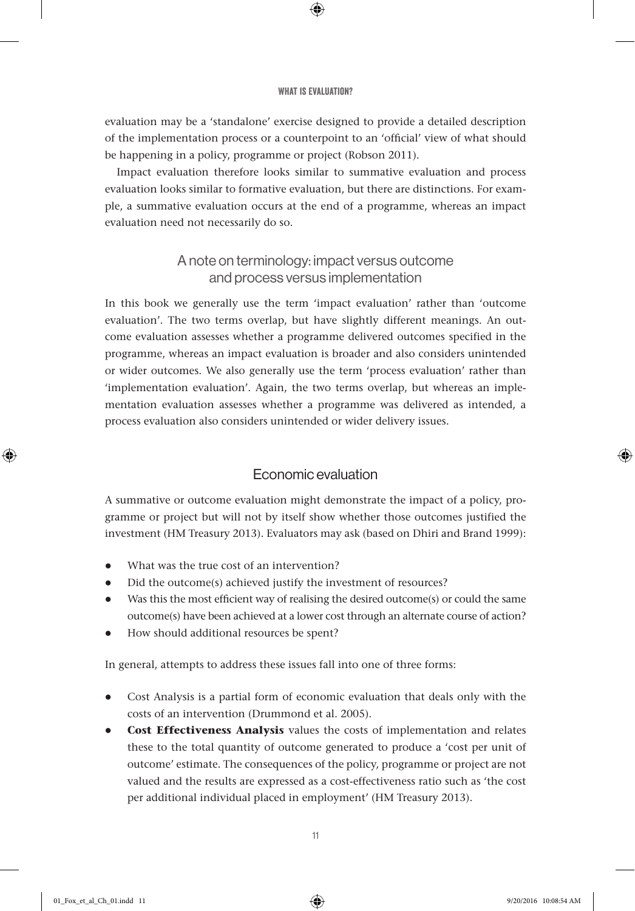evaluation may be a 'standalone' exercise designed to provide a detailed description of the implementation process or a counterpoint to an 'official' view of what should be happening in a policy, programme or project (Robson 2011).

Impact evaluation therefore looks similar to summative evaluation and process evaluation looks similar to formative evaluation, but there are distinctions. For example, a summative evaluation occurs at the end of a programme, whereas an impact evaluation need not necessarily do so.

### A note on terminology: impact versus outcome and process versus implementation

In this book we generally use the term 'impact evaluation' rather than 'outcome evaluation'. The two terms overlap, but have slightly different meanings. An outcome evaluation assesses whether a programme delivered outcomes specified in the programme, whereas an impact evaluation is broader and also considers unintended or wider outcomes. We also generally use the term 'process evaluation' rather than 'implementation evaluation'. Again, the two terms overlap, but whereas an implementation evaluation assesses whether a programme was delivered as intended, a process evaluation also considers unintended or wider delivery issues.

## Economic evaluation

A summative or outcome evaluation might demonstrate the impact of a policy, programme or project but will not by itself show whether those outcomes justified the investment (HM Treasury 2013). Evaluators may ask (based on Dhiri and Brand 1999):

- What was the true cost of an intervention?
- Did the outcome(s) achieved justify the investment of resources?
- Was this the most efficient way of realising the desired outcome(s) or could the same outcome(s) have been achieved at a lower cost through an alternate course of action?
- How should additional resources be spent?

In general, attempts to address these issues fall into one of three forms:

- Cost Analysis is a partial form of economic evaluation that deals only with the costs of an intervention (Drummond et al. 2005).
- **Cost Effectiveness Analysis** values the costs of implementation and relates these to the total quantity of outcome generated to produce a 'cost per unit of outcome' estimate. The consequences of the policy, programme or project are not valued and the results are expressed as a cost-effectiveness ratio such as 'the cost per additional individual placed in employment' (HM Treasury 2013).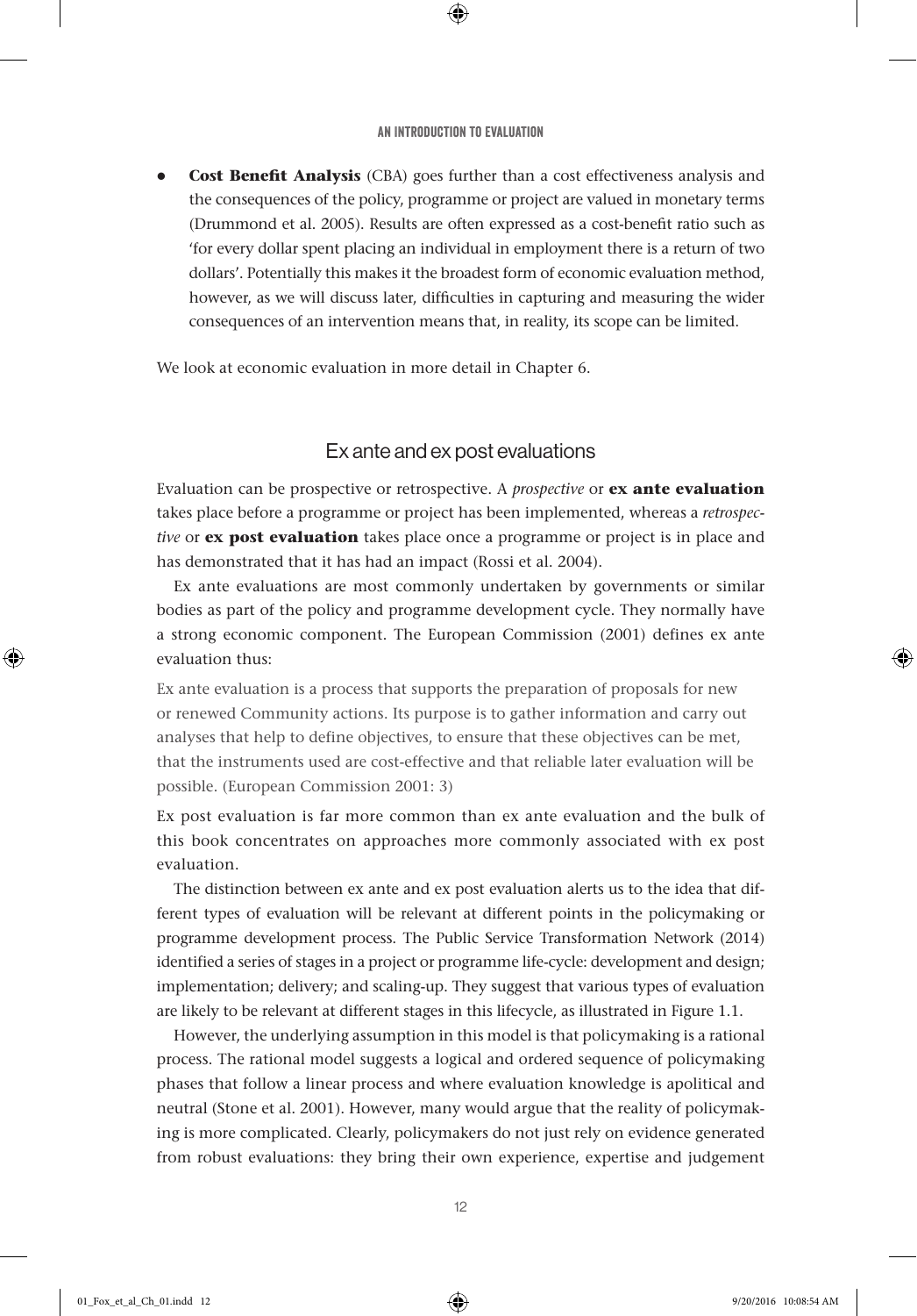- **Cost Benefit Analysis** (CBA) goes further than a cost effectiveness analysis and the consequences of the policy, programme or project are valued in monetary terms (Drummond et al. 2005). Results are often expressed as a cost-benefit ratio such as 'for every dollar spent placing an individual in employment there is a return of two dollars'. Potentially this makes it the broadest form of economic evaluation method, however, as we will discuss later, difficulties in capturing and measuring the wider consequences of an intervention means that, in reality, its scope can be limited.

We look at economic evaluation in more detail in Chapter 6.

## Ex ante and ex post evaluations

Evaluation can be prospective or retrospective. A *prospective* or **ex ante evaluation** takes place before a programme or project has been implemented, whereas a *retrospective* or **ex post evaluation** takes place once a programme or project is in place and has demonstrated that it has had an impact (Rossi et al. 2004).

Ex ante evaluations are most commonly undertaken by governments or similar bodies as part of the policy and programme development cycle. They normally have a strong economic component. The European Commission (2001) defines ex ante evaluation thus:

> Ex ante evaluation is a process that supports the preparation of proposals for new or renewed Community actions. Its purpose is to gather information and carry out analyses that help to define objectives, to ensure that these objectives can be met, that the instruments used are cost-effective and that reliable later evaluation will be possible. (European Commission 2001: 3)

Ex post evaluation is far more common than ex ante evaluation and the bulk of this book concentrates on approaches more commonly associated with ex post evaluation.

The distinction between ex ante and ex post evaluation alerts us to the idea that different types of evaluation will be relevant at different points in the policymaking or programme development process. The Public Service Transformation Network (2014) identified a series of stages in a project or programme life-cycle: development and design; implementation; delivery; and scaling-up. They suggest that various types of evaluation are likely to be relevant at different stages in this lifecycle, as illustrated in Figure 1.1.

However, the underlying assumption in this model is that policymaking is a rational process. The rational model suggests a logical and ordered sequence of policymaking phases that follow a linear process and where evaluation knowledge is apolitical and neutral (Stone et al. 2001). However, many would argue that the reality of policymaking is more complicated. Clearly, policymakers do not just rely on evidence generated from robust evaluations: they bring their own experience, expertise and judgement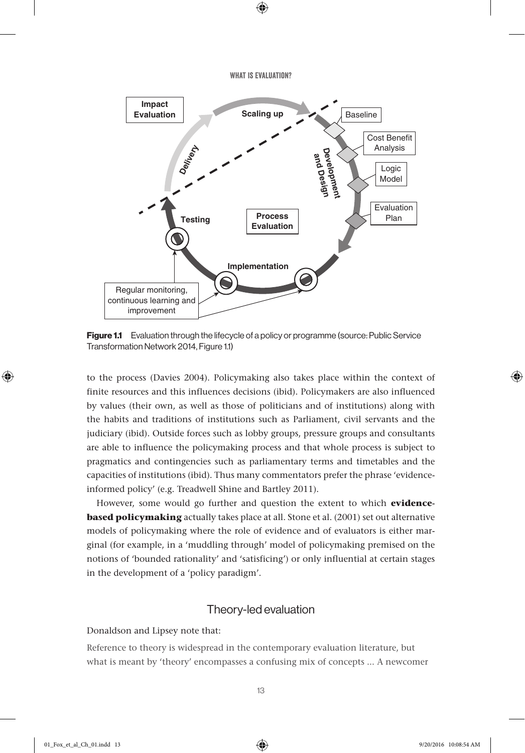**Figure 1.1** Evaluation through the lifecycle of a policy or programme (source: Public Service Transformation Network 2014, Figure 1.1)

to the process (Davies 2004). Policymaking also takes place within the context of finite resources and this influences decisions (ibid). Policymakers are also influenced by values (their own, as well as those of politicians and of institutions) along with the habits and traditions of institutions such as Parliament, civil servants and the judiciary (ibid). Outside forces such as lobby groups, pressure groups and consultants are able to influence the policymaking process and that whole process is subject to pragmatics and contingencies such as parliamentary terms and timetables and the capacities of institutions (ibid). Thus many commentators prefer the phrase 'evidence-informed policy' (e.g. Treadwell Shine and Bartley 2011).

However, some would go further and question the extent to which **evidence-based policymaking** actually takes place at all. Stone et al. (2001) set out alternative models of policymaking where the role of evidence and of evaluators is either marginal (for example, in a 'muddling through' model of policymaking premised on the notions of 'bounded rationality' and 'satisficing') or only influential at certain stages in the development of a 'policy paradigm'.

## Theory-led evaluation

Donaldson and Lipsey note that:

> Reference to theory is widespread in the contemporary evaluation literature, but what is meant by 'theory' encompasses a confusing mix of concepts ... A newcomer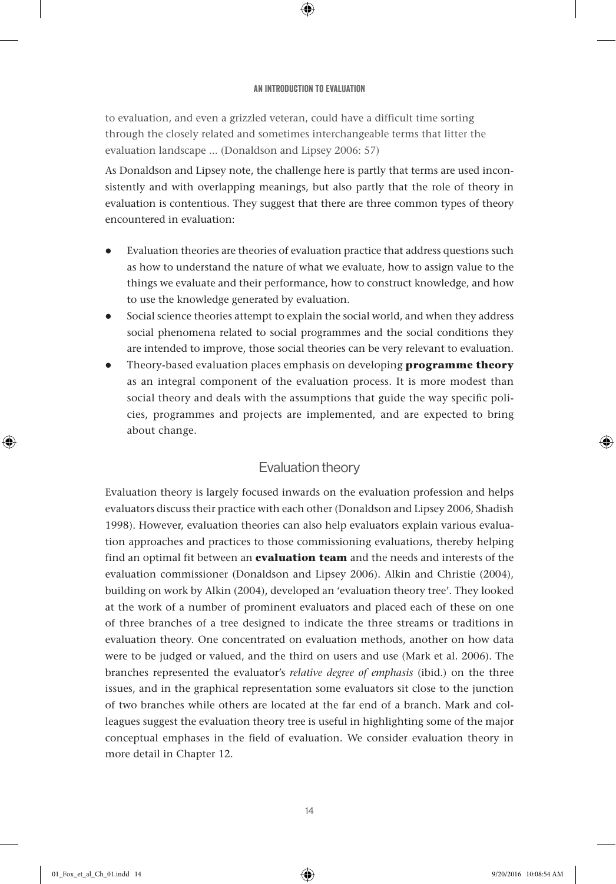to evaluation, and even a grizzled veteran, could have a difficult time sorting through the closely related and sometimes interchangeable terms that litter the evaluation landscape ... (Donaldson and Lipsey 2006: 57)

As Donaldson and Lipsey note, the challenge here is partly that terms are used inconsistently and with overlapping meanings, but also partly that the role of theory in evaluation is contentious. They suggest that there are three common types of theory encountered in evaluation:

- Evaluation theories are theories of evaluation practice that address questions such as how to understand the nature of what we evaluate, how to assign value to the things we evaluate and their performance, how to construct knowledge, and how to use the knowledge generated by evaluation.
- Social science theories attempt to explain the social world, and when they address social phenomena related to social programmes and the social conditions they are intended to improve, those social theories can be very relevant to evaluation.
- Theory-based evaluation places emphasis on developing **programme theory** as an integral component of the evaluation process. It is more modest than social theory and deals with the assumptions that guide the way specific policies, programmes and projects are implemented, and are expected to bring about change.

## Evaluation theory

Evaluation theory is largely focused inwards on the evaluation profession and helps evaluators discuss their practice with each other (Donaldson and Lipsey 2006, Shadish 1998). However, evaluation theories can also help evaluators explain various evaluation approaches and practices to those commissioning evaluations, thereby helping find an optimal fit between an **evaluation team** and the needs and interests of the evaluation commissioner (Donaldson and Lipsey 2006). Alkin and Christie (2004), building on work by Alkin (2004), developed an 'evaluation theory tree'. They looked at the work of a number of prominent evaluators and placed each of these on one of three branches of a tree designed to indicate the three streams or traditions in evaluation theory. One concentrated on evaluation methods, another on how data were to be judged or valued, and the third on users and use (Mark et al. 2006). The branches represented the evaluator's *relative degree of emphasis* (ibid.) on the three issues, and in the graphical representation some evaluators sit close to the junction of two branches while others are located at the far end of a branch. Mark and colleagues suggest the evaluation theory tree is useful in highlighting some of the major conceptual emphases in the field of evaluation. We consider evaluation theory in more detail in Chapter 12.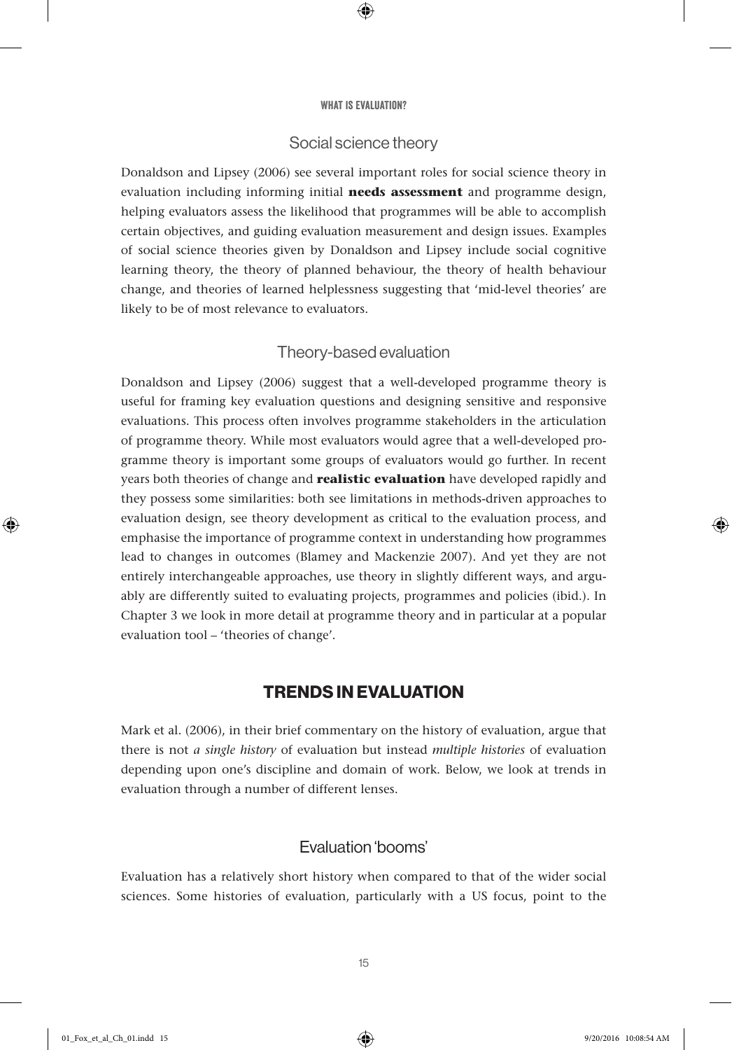### Social science theory

Donaldson and Lipsey (2006) see several important roles for social science theory in evaluation including informing initial **needs assessment** and programme design, helping evaluators assess the likelihood that programmes will be able to accomplish certain objectives, and guiding evaluation measurement and design issues. Examples of social science theories given by Donaldson and Lipsey include social cognitive learning theory, the theory of planned behaviour, the theory of health behaviour change, and theories of learned helplessness suggesting that 'mid-level theories' are likely to be of most relevance to evaluators.

### Theory-based evaluation

Donaldson and Lipsey (2006) suggest that a well-developed programme theory is useful for framing key evaluation questions and designing sensitive and responsive evaluations. This process often involves programme stakeholders in the articulation of programme theory. While most evaluators would agree that a well-developed programme theory is important some groups of evaluators would go further. In recent years both theories of change and **realistic evaluation** have developed rapidly and they possess some similarities: both see limitations in methods-driven approaches to evaluation design, see theory development as critical to the evaluation process, and emphasise the importance of programme context in understanding how programmes lead to changes in outcomes (Blamey and Mackenzie 2007). And yet they are not entirely interchangeable approaches, use theory in slightly different ways, and arguably are differently suited to evaluating projects, programmes and policies (ibid.). In Chapter 3 we look in more detail at programme theory and in particular at a popular evaluation tool – 'theories of change'.

## TRENDS IN EVALUATION

Mark et al. (2006), in their brief commentary on the history of evaluation, argue that there is not *a single history* of evaluation but instead *multiple histories* of evaluation depending upon one's discipline and domain of work. Below, we look at trends in evaluation through a number of different lenses.

### Evaluation 'booms'

Evaluation has a relatively short history when compared to that of the wider social sciences. Some histories of evaluation, particularly with a US focus, point to the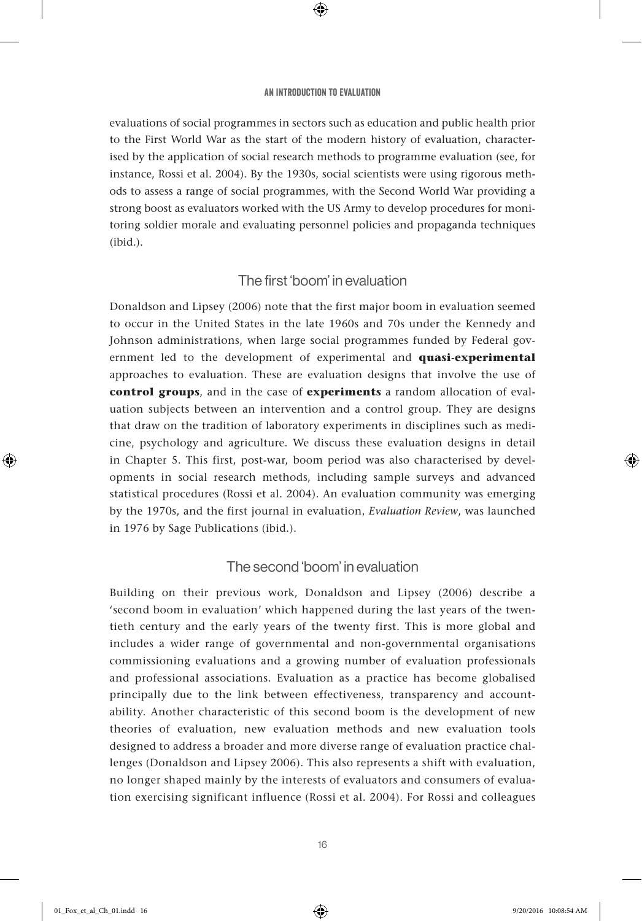evaluations of social programmes in sectors such as education and public health prior to the First World War as the start of the modern history of evaluation, characterised by the application of social research methods to programme evaluation (see, for instance, Rossi et al. 2004). By the 1930s, social scientists were using rigorous methods to assess a range of social programmes, with the Second World War providing a strong boost as evaluators worked with the US Army to develop procedures for monitoring soldier morale and evaluating personnel policies and propaganda techniques (ibid.).

## The first 'boom' in evaluation

Donaldson and Lipsey (2006) note that the first major boom in evaluation seemed to occur in the United States in the late 1960s and 70s under the Kennedy and Johnson administrations, when large social programmes funded by Federal government led to the development of experimental and **quasi-experimental** approaches to evaluation. These are evaluation designs that involve the use of **control groups**, and in the case of **experiments** a random allocation of evaluation subjects between an intervention and a control group. They are designs that draw on the tradition of laboratory experiments in disciplines such as medicine, psychology and agriculture. We discuss these evaluation designs in detail in Chapter 5. This first, post-war, boom period was also characterised by developments in social research methods, including sample surveys and advanced statistical procedures (Rossi et al. 2004). An evaluation community was emerging by the 1970s, and the first journal in evaluation, *Evaluation Review*, was launched in 1976 by Sage Publications (ibid.).

## The second 'boom' in evaluation

Building on their previous work, Donaldson and Lipsey (2006) describe a 'second boom in evaluation' which happened during the last years of the twentieth century and the early years of the twenty first. This is more global and includes a wider range of governmental and non-governmental organisations commissioning evaluations and a growing number of evaluation professionals and professional associations. Evaluation as a practice has become globalised principally due to the link between effectiveness, transparency and accountability. Another characteristic of this second boom is the development of new theories of evaluation, new evaluation methods and new evaluation tools designed to address a broader and more diverse range of evaluation practice challenges (Donaldson and Lipsey 2006). This also represents a shift with evaluation, no longer shaped mainly by the interests of evaluators and consumers of evaluation exercising significant influence (Rossi et al. 2004). For Rossi and colleagues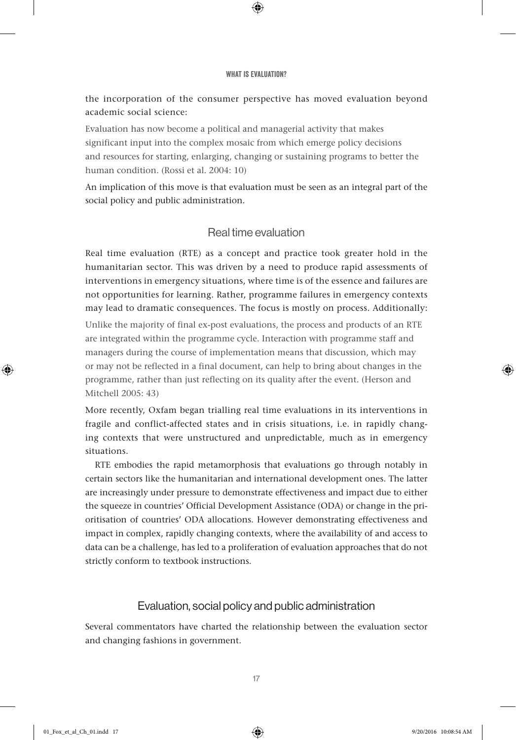the incorporation of the consumer perspective has moved evaluation beyond academic social science:

> Evaluation has now become a political and managerial activity that makes significant input into the complex mosaic from which emerge policy decisions and resources for starting, enlarging, changing or sustaining programs to better the human condition. (Rossi et al. 2004: 10)

An implication of this move is that evaluation must be seen as an integral part of the social policy and public administration.

## Real time evaluation

Real time evaluation (RTE) as a concept and practice took greater hold in the humanitarian sector. This was driven by a need to produce rapid assessments of interventions in emergency situations, where time is of the essence and failures are not opportunities for learning. Rather, programme failures in emergency contexts may lead to dramatic consequences. The focus is mostly on process. Additionally:

> Unlike the majority of final ex-post evaluations, the process and products of an RTE are integrated within the programme cycle. Interaction with programme staff and managers during the course of implementation means that discussion, which may or may not be reflected in a final document, can help to bring about changes in the programme, rather than just reflecting on its quality after the event. (Herson and Mitchell 2005: 43)

More recently, Oxfam began trialling real time evaluations in its interventions in fragile and conflict-affected states and in crisis situations, i.e. in rapidly changing contexts that were unstructured and unpredictable, much as in emergency situations.

RTE embodies the rapid metamorphosis that evaluations go through notably in certain sectors like the humanitarian and international development ones. The latter are increasingly under pressure to demonstrate effectiveness and impact due to either the squeeze in countries' Official Development Assistance (ODA) or change in the prioritisation of countries' ODA allocations. However demonstrating effectiveness and impact in complex, rapidly changing contexts, where the availability of and access to data can be a challenge, has led to a proliferation of evaluation approaches that do not strictly conform to textbook instructions.

## Evaluation, social policy and public administration

Several commentators have charted the relationship between the evaluation sector and changing fashions in government.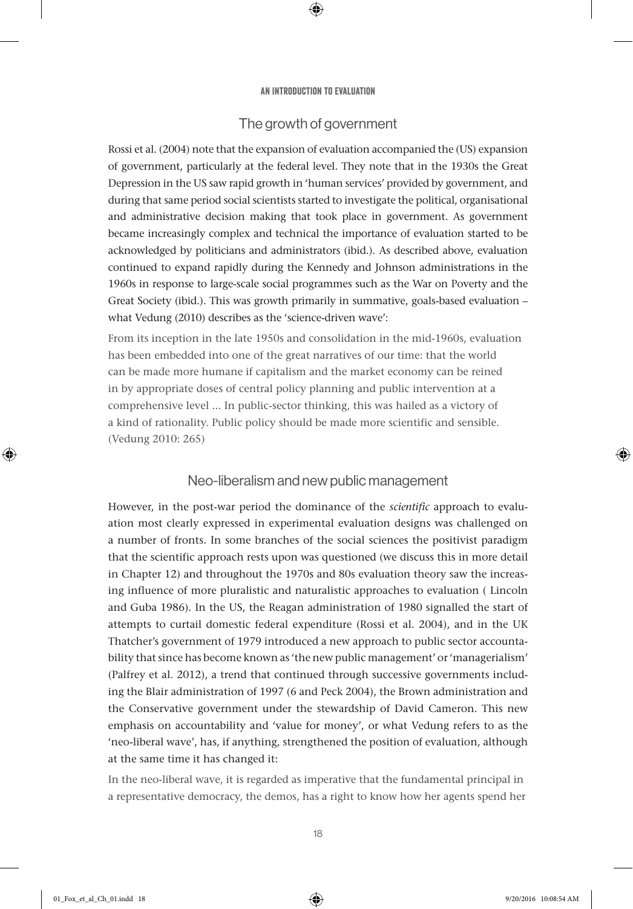## The growth of government

Rossi et al. (2004) note that the expansion of evaluation accompanied the (US) expansion of government, particularly at the federal level. They note that in the 1930s the Great Depression in the US saw rapid growth in 'human services' provided by government, and during that same period social scientists started to investigate the political, organisational and administrative decision making that took place in government. As government became increasingly complex and technical the importance of evaluation started to be acknowledged by politicians and administrators (ibid.). As described above, evaluation continued to expand rapidly during the Kennedy and Johnson administrations in the 1960s in response to large-scale social programmes such as the War on Poverty and the Great Society (ibid.). This was growth primarily in summative, goals-based evaluation – what Vedung (2010) describes as the 'science-driven wave':

> From its inception in the late 1950s and consolidation in the mid-1960s, evaluation has been embedded into one of the great narratives of our time: that the world can be made more humane if capitalism and the market economy can be reined in by appropriate doses of central policy planning and public intervention at a comprehensive level ... In public-sector thinking, this was hailed as a victory of a kind of rationality. Public policy should be made more scientific and sensible. (Vedung 2010: 265)

## Neo-liberalism and new public management

However, in the post-war period the dominance of the *scientific* approach to evaluation most clearly expressed in experimental evaluation designs was challenged on a number of fronts. In some branches of the social sciences the positivist paradigm that the scientific approach rests upon was questioned (we discuss this in more detail in Chapter 12) and throughout the 1970s and 80s evaluation theory saw the increasing influence of more pluralistic and naturalistic approaches to evaluation ( Lincoln and Guba 1986). In the US, the Reagan administration of 1980 signalled the start of attempts to curtail domestic federal expenditure (Rossi et al. 2004), and in the UK Thatcher's government of 1979 introduced a new approach to public sector accountability that since has become known as 'the new public management' or 'managerialism' (Palfrey et al. 2012), a trend that continued through successive governments including the Blair administration of 1997 (6 and Peck 2004), the Brown administration and the Conservative government under the stewardship of David Cameron. This new emphasis on accountability and 'value for money', or what Vedung refers to as the 'neo-liberal wave', has, if anything, strengthened the position of evaluation, although at the same time it has changed it:

> In the neo-liberal wave, it is regarded as imperative that the fundamental principal in a representative democracy, the demos, has a right to know how her agents spend her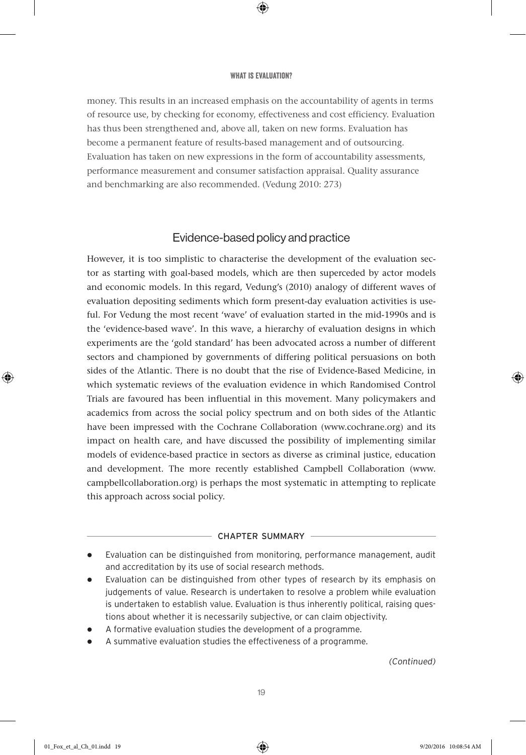money. This results in an increased emphasis on the accountability of agents in terms of resource use, by checking for economy, effectiveness and cost efficiency. Evaluation has thus been strengthened and, above all, taken on new forms. Evaluation has become a permanent feature of results-based management and of outsourcing. Evaluation has taken on new expressions in the form of accountability assessments, performance measurement and consumer satisfaction appraisal. Quality assurance and benchmarking are also recommended. (Vedung 2010: 273)

## Evidence-based policy and practice

However, it is too simplistic to characterise the development of the evaluation sector as starting with goal-based models, which are then superceded by actor models and economic models. In this regard, Vedung's (2010) analogy of different waves of evaluation depositing sediments which form present-day evaluation activities is useful. For Vedung the most recent 'wave' of evaluation started in the mid-1990s and is the 'evidence-based wave'. In this wave, a hierarchy of evaluation designs in which experiments are the 'gold standard' has been advocated across a number of different sectors and championed by governments of differing political persuasions on both sides of the Atlantic. There is no doubt that the rise of Evidence-Based Medicine, in which systematic reviews of the evaluation evidence in which Randomised Control Trials are favoured has been influential in this movement. Many policymakers and academics from across the social policy spectrum and on both sides of the Atlantic have been impressed with the Cochrane Collaboration (www.cochrane.org) and its impact on health care, and have discussed the possibility of implementing similar models of evidence-based practice in sectors as diverse as criminal justice, education and development. The more recently established Campbell Collaboration (www.campbellcollaboration.org) is perhaps the most systematic in attempting to replicate this approach across social policy.

### CHAPTER SUMMARY

- Evaluation can be distinguished from monitoring, performance management, audit and accreditation by its use of social research methods.
- Evaluation can be distinguished from other types of research by its emphasis on judgements of value. Research is undertaken to resolve a problem while evaluation is undertaken to establish value. Evaluation is thus inherently political, raising questions about whether it is necessarily subjective, or can claim objectivity.
- A formative evaluation studies the development of a programme.
- A summative evaluation studies the effectiveness of a programme.

*(Continued)*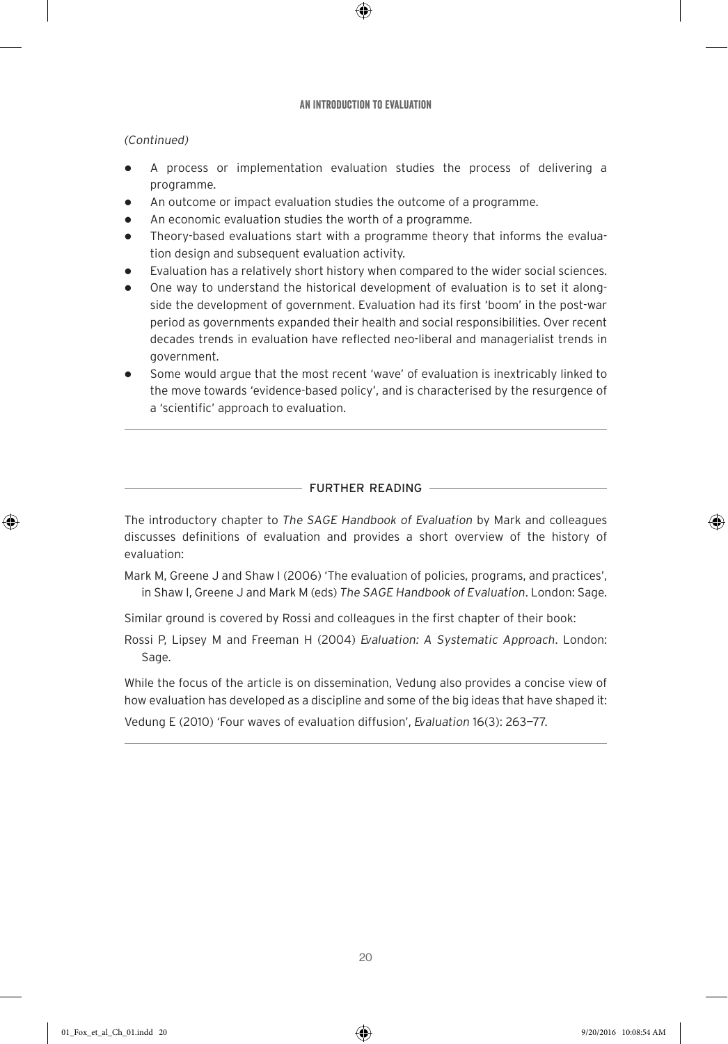*(Continued)*

- A process or implementation evaluation studies the process of delivering a programme.
- An outcome or impact evaluation studies the outcome of a programme.
- An economic evaluation studies the worth of a programme.
- Theory-based evaluations start with a programme theory that informs the evaluation design and subsequent evaluation activity.
- Evaluation has a relatively short history when compared to the wider social sciences.
- One way to understand the historical development of evaluation is to set it alongside the development of government. Evaluation had its first 'boom' in the post-war period as governments expanded their health and social responsibilities. Over recent decades trends in evaluation have reflected neo-liberal and managerialist trends in government.
- Some would argue that the most recent 'wave' of evaluation is inextricably linked to the move towards 'evidence-based policy', and is characterised by the resurgence of a 'scientific' approach to evaluation.

## FURTHER READING

The introductory chapter to *The SAGE Handbook of Evaluation* by Mark and colleagues discusses definitions of evaluation and provides a short overview of the history of evaluation:

Mark M, Greene J and Shaw I (2006) 'The evaluation of policies, programs, and practices', in Shaw I, Greene J and Mark M (eds) *The SAGE Handbook of Evaluation*. London: Sage.

Similar ground is covered by Rossi and colleagues in the first chapter of their book:

Rossi P, Lipsey M and Freeman H (2004) *Evaluation: A Systematic Approach*. London: Sage.

While the focus of the article is on dissemination, Vedung also provides a concise view of how evaluation has developed as a discipline and some of the big ideas that have shaped it:

Vedung E (2010) 'Four waves of evaluation diffusion', *Evaluation* 16(3): 263–77.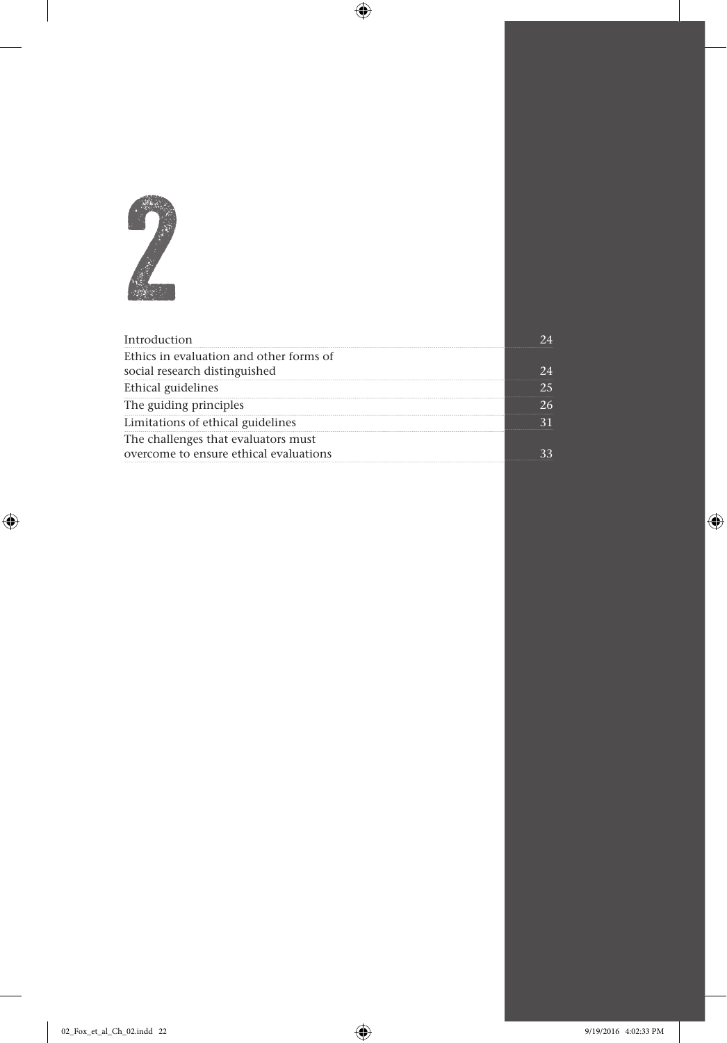# 2

| | |
|---|---|
| Introduction | 24 |
| Ethics in evaluation and other forms of social research distinguished | 24 |
| Ethical guidelines | 25 |
| The guiding principles | 26 |
| Limitations of ethical guidelines | 31 |
| The challenges that evaluators must overcome to ensure ethical evaluations | 33 |